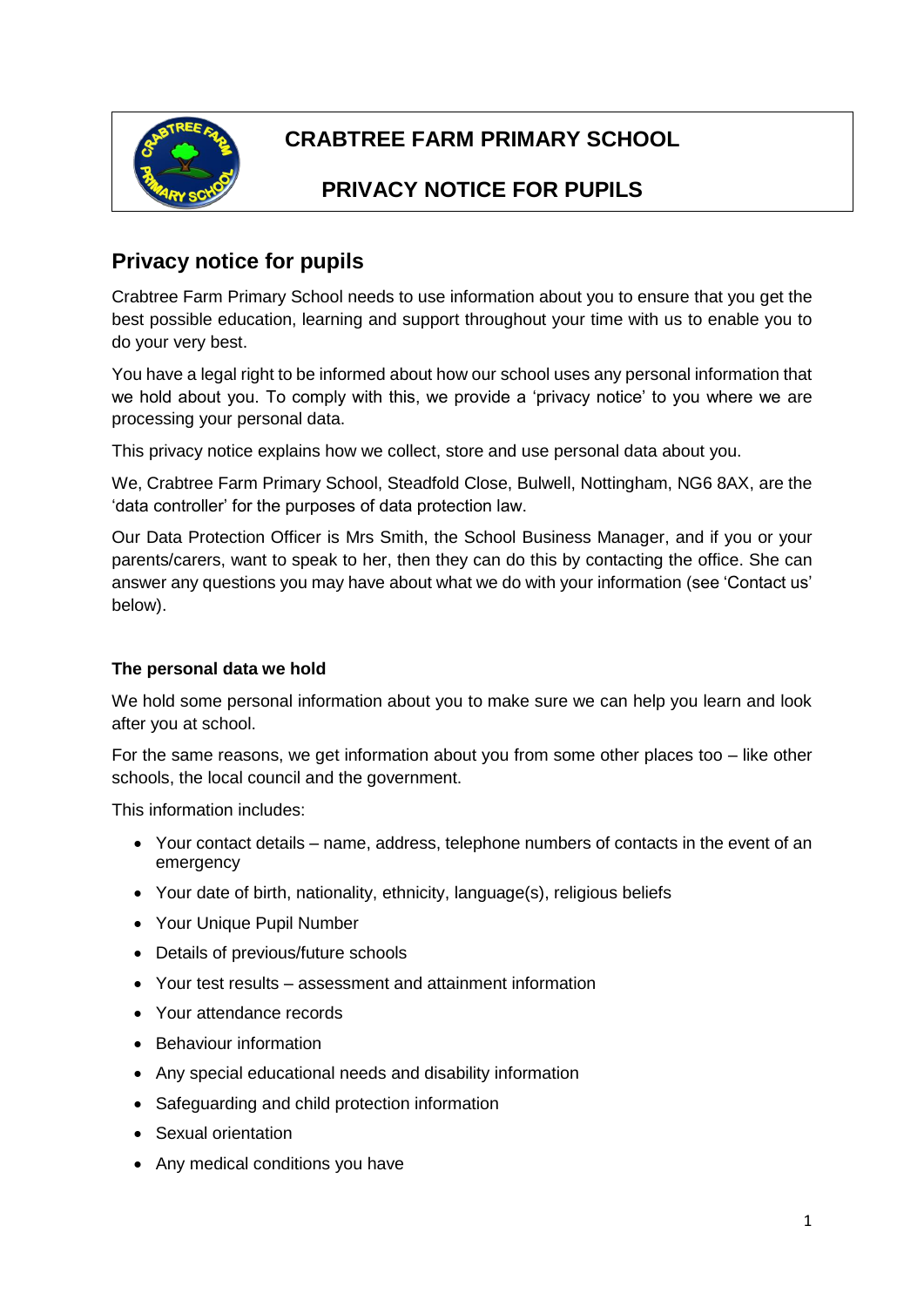# CRABTREE FARM PRIMARY SCHOOL

# PRIVACY NOTICE FOR PUPILS

## Privacy notice for pupils

Crabtree Farm Primary School needs to use information about you to ensure that you get the best possible education, learning and support throughout your time with us to enable you to do your very best.

You have a legal right to be informed about how our school uses any personal information that we hold about you. To comply with this, we provide a 'privacy notice' to you where we are processing your personal data.

This privacy notice explains how we collect, store and use personal data about you.

We, Crabtree Farm Primary School, Steadfold Close, Bulwell, Nottingham, NG6 8AX, are the 'data controller' for the purposes of data protection law.

Our Data Protection Officer is Mrs Smith, the School Business Manager, and if you or your parents/carers, want to speak to her, then they can do this by contacting the office. She can answer any questions you may have about what we do with your information (see 'Contact us' below).

### The personal data we hold

We hold some personal information about you to make sure we can help you learn and look after you at school.

For the same reasons, we get information about you from some other places too – like other schools, the local council and the government.

This information includes:

- Your contact details – name, address, telephone numbers of contacts in the event of an emergency
- Your date of birth, nationality, ethnicity, language(s), religious beliefs
- Your Unique Pupil Number
- Details of previous/future schools
- Your test results – assessment and attainment information
- Your attendance records
- Behaviour information
- Any special educational needs and disability information
- Safeguarding and child protection information
- Sexual orientation
- Any medical conditions you have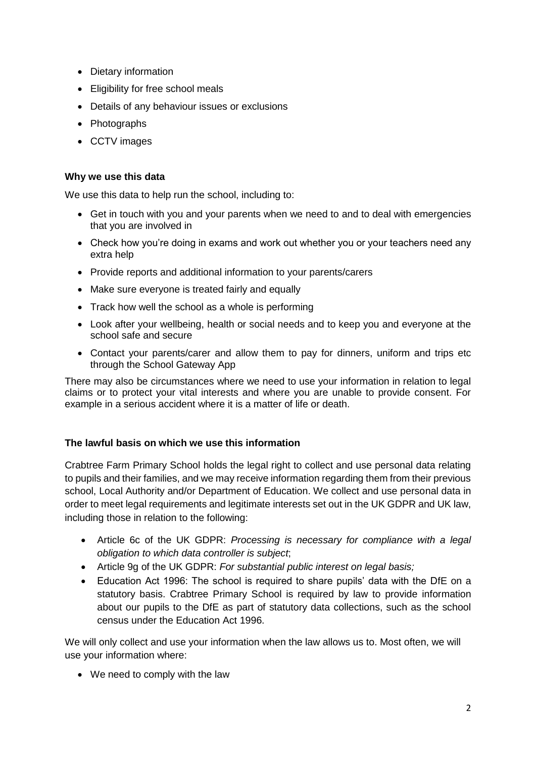- Dietary information
- Eligibility for free school meals
- Details of any behaviour issues or exclusions
- Photographs
- CCTV images

### Why we use this data

We use this data to help run the school, including to:

- Get in touch with you and your parents when we need to and to deal with emergencies that you are involved in
- Check how you're doing in exams and work out whether you or your teachers need any extra help
- Provide reports and additional information to your parents/carers
- Make sure everyone is treated fairly and equally
- Track how well the school as a whole is performing
- Look after your wellbeing, health or social needs and to keep you and everyone at the school safe and secure
- Contact your parents/carer and allow them to pay for dinners, uniform and trips etc through the School Gateway App

There may also be circumstances where we need to use your information in relation to legal claims or to protect your vital interests and where you are unable to provide consent. For example in a serious accident where it is a matter of life or death.

### The lawful basis on which we use this information

Crabtree Farm Primary School holds the legal right to collect and use personal data relating to pupils and their families, and we may receive information regarding them from their previous school, Local Authority and/or Department of Education. We collect and use personal data in order to meet legal requirements and legitimate interests set out in the UK GDPR and UK law, including those in relation to the following:

- Article 6c of the UK GDPR: *Processing is necessary for compliance with a legal obligation to which data controller is subject*;
- Article 9g of the UK GDPR: *For substantial public interest on legal basis;*
- Education Act 1996: The school is required to share pupils' data with the DfE on a statutory basis. Crabtree Primary School is required by law to provide information about our pupils to the DfE as part of statutory data collections, such as the school census under the Education Act 1996.

We will only collect and use your information when the law allows us to. Most often, we will use your information where:

- We need to comply with the law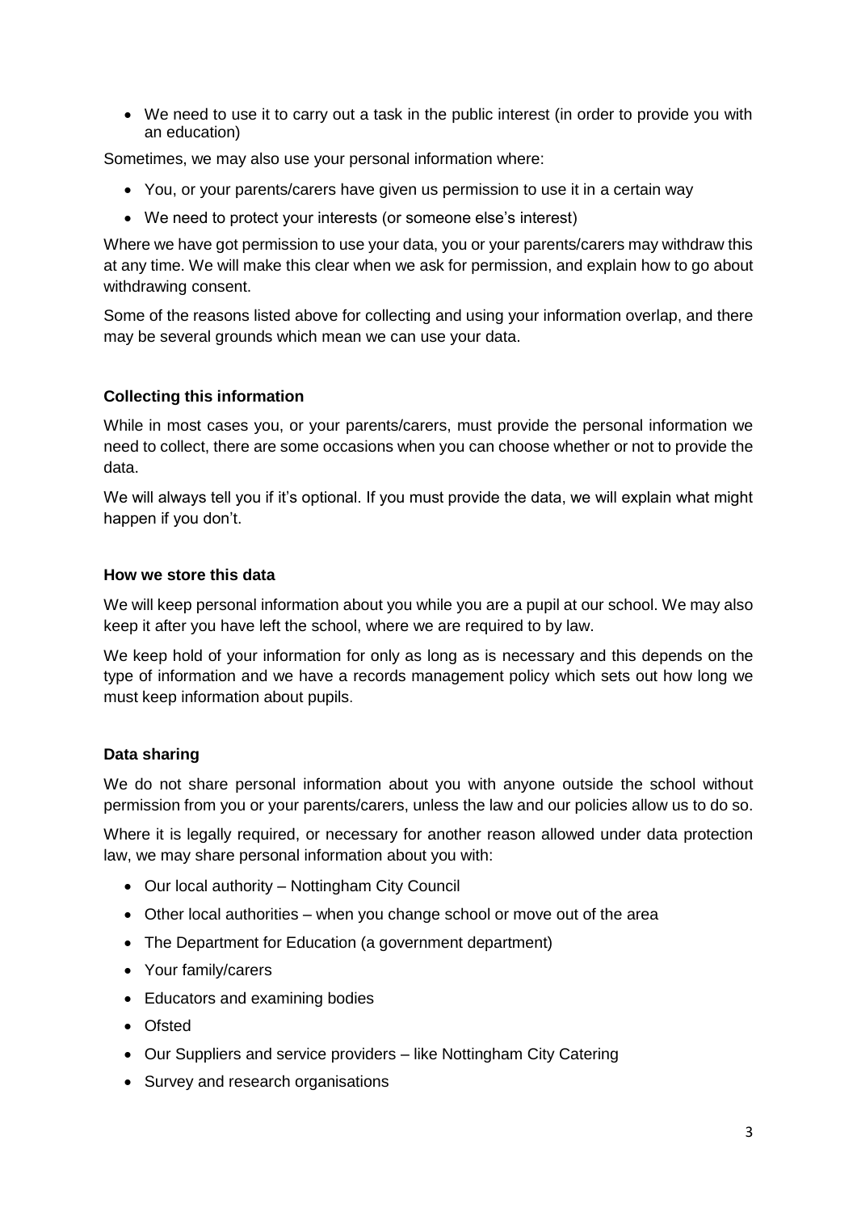- We need to use it to carry out a task in the public interest (in order to provide you with an education)

Sometimes, we may also use your personal information where:

- You, or your parents/carers have given us permission to use it in a certain way
- We need to protect your interests (or someone else's interest)

Where we have got permission to use your data, you or your parents/carers may withdraw this at any time. We will make this clear when we ask for permission, and explain how to go about withdrawing consent.

Some of the reasons listed above for collecting and using your information overlap, and there may be several grounds which mean we can use your data.

### Collecting this information

While in most cases you, or your parents/carers, must provide the personal information we need to collect, there are some occasions when you can choose whether or not to provide the data.

We will always tell you if it's optional. If you must provide the data, we will explain what might happen if you don't.

### How we store this data

We will keep personal information about you while you are a pupil at our school. We may also keep it after you have left the school, where we are required to by law.

We keep hold of your information for only as long as is necessary and this depends on the type of information and we have a records management policy which sets out how long we must keep information about pupils.

### Data sharing

We do not share personal information about you with anyone outside the school without permission from you or your parents/carers, unless the law and our policies allow us to do so.

Where it is legally required, or necessary for another reason allowed under data protection law, we may share personal information about you with:

- Our local authority – Nottingham City Council
- Other local authorities – when you change school or move out of the area
- The Department for Education (a government department)
- Your family/carers
- Educators and examining bodies
- Ofsted
- Our Suppliers and service providers – like Nottingham City Catering
- Survey and research organisations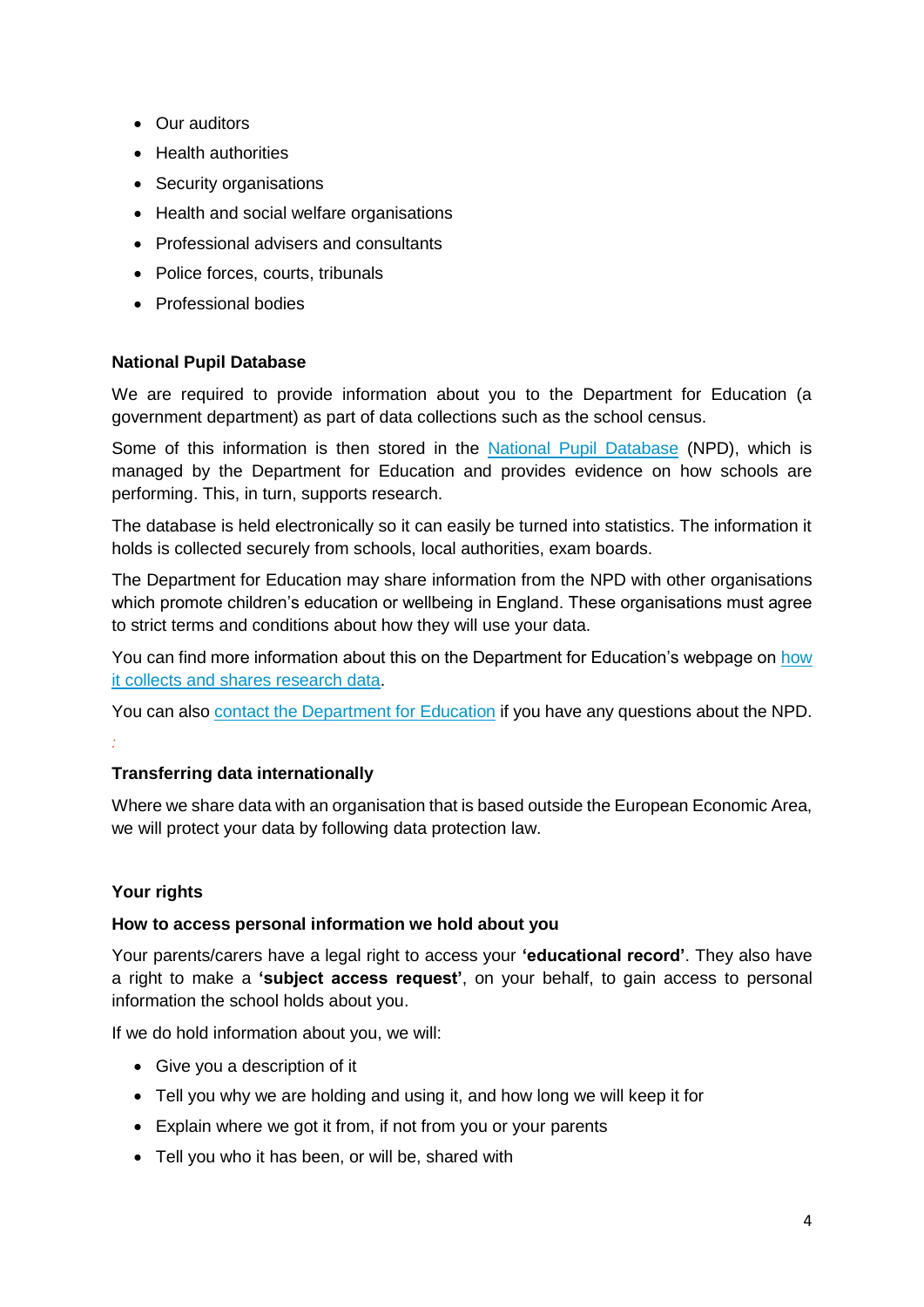- Our auditors
- Health authorities
- Security organisations
- Health and social welfare organisations
- Professional advisers and consultants
- Police forces, courts, tribunals
- Professional bodies

**National Pupil Database**

We are required to provide information about you to the Department for Education (a government department) as part of data collections such as the school census.

Some of this information is then stored in the National Pupil Database (NPD), which is managed by the Department for Education and provides evidence on how schools are performing. This, in turn, supports research.

The database is held electronically so it can easily be turned into statistics. The information it holds is collected securely from schools, local authorities, exam boards.

The Department for Education may share information from the NPD with other organisations which promote children's education or wellbeing in England. These organisations must agree to strict terms and conditions about how they will use your data.

You can find more information about this on the Department for Education's webpage on how it collects and shares research data.

You can also contact the Department for Education if you have any questions about the NPD.

**Transferring data internationally**

Where we share data with an organisation that is based outside the European Economic Area, we will protect your data by following data protection law.

**Your rights**

**How to access personal information we hold about you**

Your parents/carers have a legal right to access your **'educational record'**. They also have a right to make a **'subject access request'**, on your behalf, to gain access to personal information the school holds about you.

If we do hold information about you, we will:

- Give you a description of it
- Tell you why we are holding and using it, and how long we will keep it for
- Explain where we got it from, if not from you or your parents
- Tell you who it has been, or will be, shared with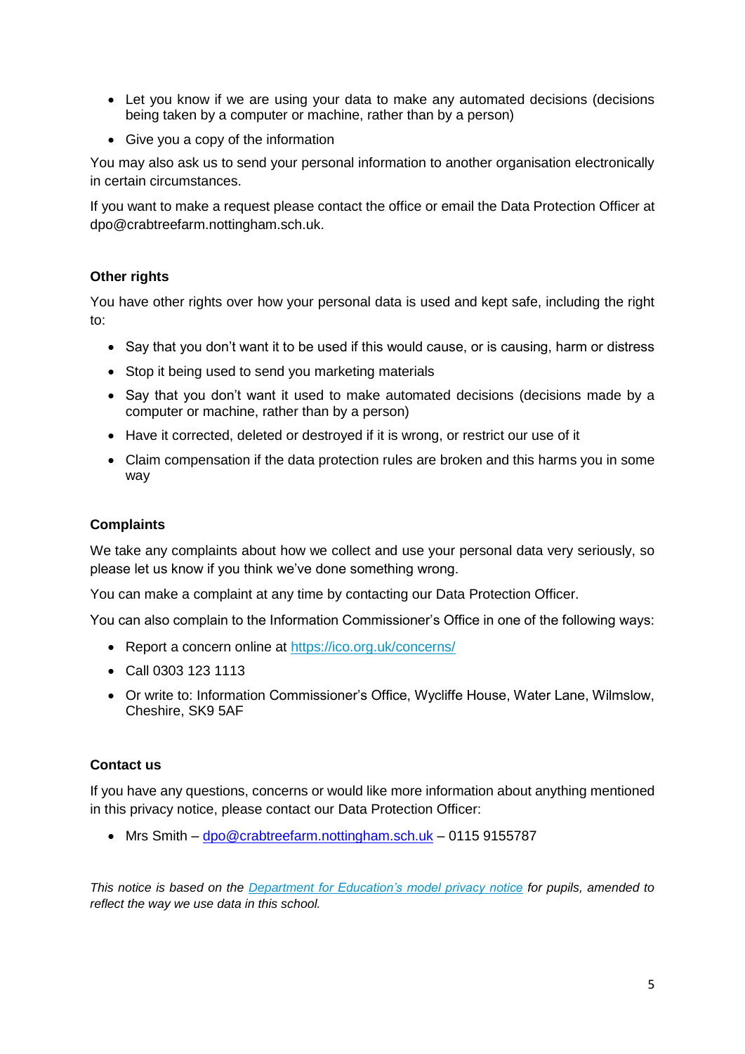- Let you know if we are using your data to make any automated decisions (decisions being taken by a computer or machine, rather than by a person)
- Give you a copy of the information

You may also ask us to send your personal information to another organisation electronically in certain circumstances.

If you want to make a request please contact the office or email the Data Protection Officer at dpo@crabtreefarm.nottingham.sch.uk.

**Other rights**

You have other rights over how your personal data is used and kept safe, including the right to:

- Say that you don't want it to be used if this would cause, or is causing, harm or distress
- Stop it being used to send you marketing materials
- Say that you don't want it used to make automated decisions (decisions made by a computer or machine, rather than by a person)
- Have it corrected, deleted or destroyed if it is wrong, or restrict our use of it
- Claim compensation if the data protection rules are broken and this harms you in some way

**Complaints**

We take any complaints about how we collect and use your personal data very seriously, so please let us know if you think we've done something wrong.

You can make a complaint at any time by contacting our Data Protection Officer.

You can also complain to the Information Commissioner's Office in one of the following ways:

- Report a concern online at https://ico.org.uk/concerns/
- Call 0303 123 1113
- Or write to: Information Commissioner's Office, Wycliffe House, Water Lane, Wilmslow, Cheshire, SK9 5AF

**Contact us**

If you have any questions, concerns or would like more information about anything mentioned in this privacy notice, please contact our Data Protection Officer:

- Mrs Smith – dpo@crabtreefarm.nottingham.sch.uk – 0115 9155787

*This notice is based on the Department for Education's model privacy notice for pupils, amended to reflect the way we use data in this school.*